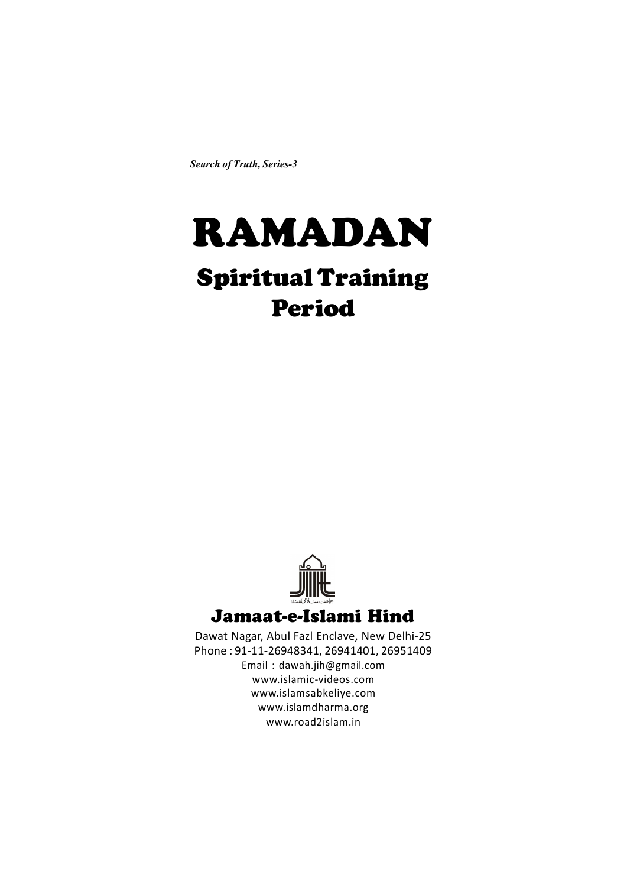***Search of Truth, Series-3***

# RAMADAN

## Spiritual Training Period

### Jamaat-e-Islami Hind

Dawat Nagar, Abul Fazl Enclave, New Delhi-25
Phone : 91-11-26948341, 26941401, 26951409
Email : dawah.jih@gmail.com
www.islamic-videos.com
www.islamsabkeliye.com
www.islamdharma.org
www.road2islam.in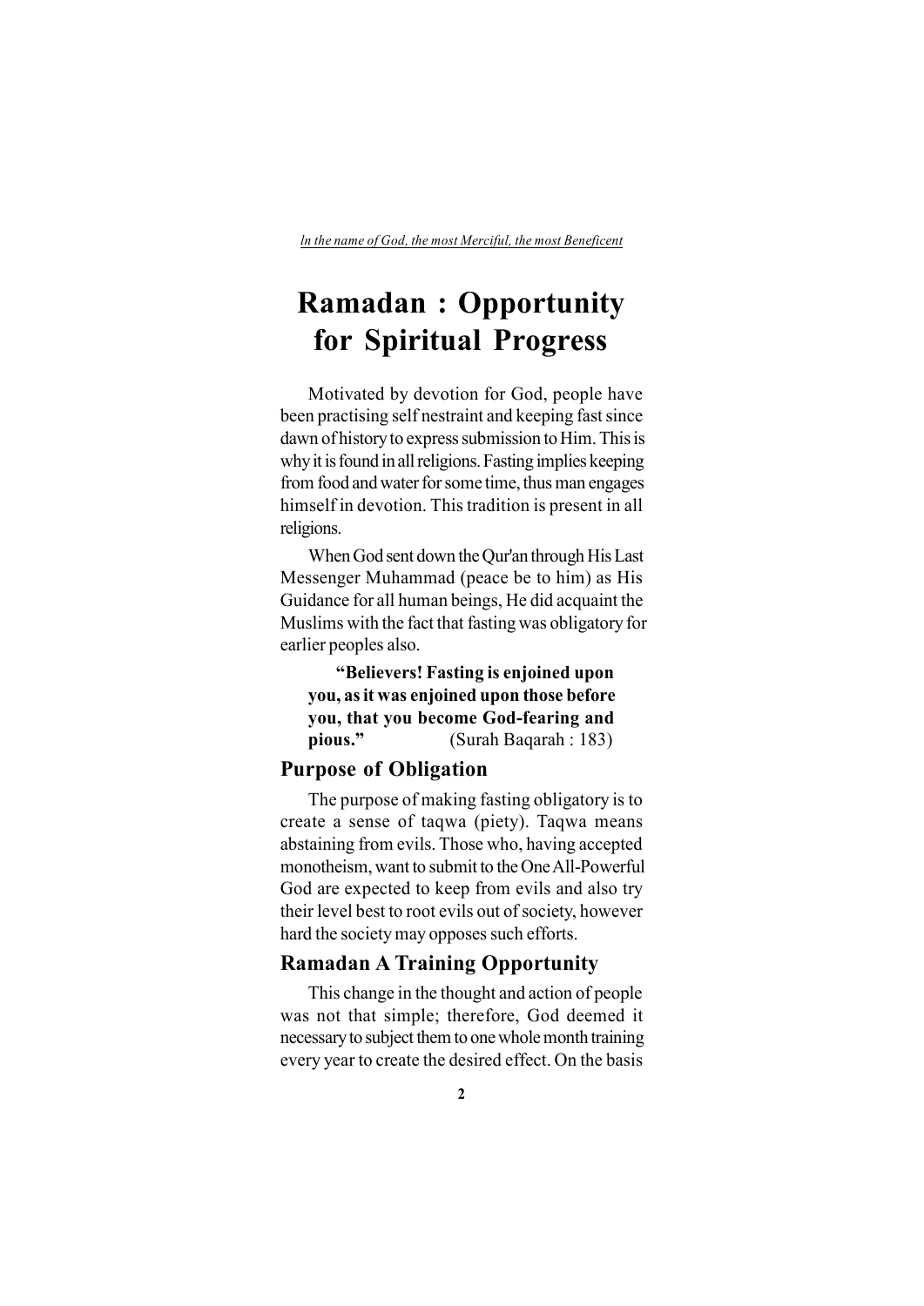*In the name of God, the most Merciful, the most Beneficent*

# Ramadan : Opportunity for Spiritual Progress

Motivated by devotion for God, people have been practising self nestraint and keeping fast since dawn of history to express submission to Him. This is why it is found in all religions. Fasting implies keeping from food and water for some time, thus man engages himself in devotion. This tradition is present in all religions.

When God sent down the Qur'an through His Last Messenger Muhammad (peace be to him) as His Guidance for all human beings, He did acquaint the Muslims with the fact that fasting was obligatory for earlier peoples also.

> **"Believers! Fasting is enjoined upon you, as it was enjoined upon those before you, that you become God-fearing and pious."** (Surah Baqarah : 183)

## Purpose of Obligation

The purpose of making fasting obligatory is to create a sense of taqwa (piety). Taqwa means abstaining from evils. Those who, having accepted monotheism, want to submit to the One All-Powerful God are expected to keep from evils and also try their level best to root evils out of society, however hard the society may opposes such efforts.

## Ramadan A Training Opportunity

This change in the thought and action of people was not that simple; therefore, God deemed it necessary to subject them to one whole month training every year to create the desired effect. On the basis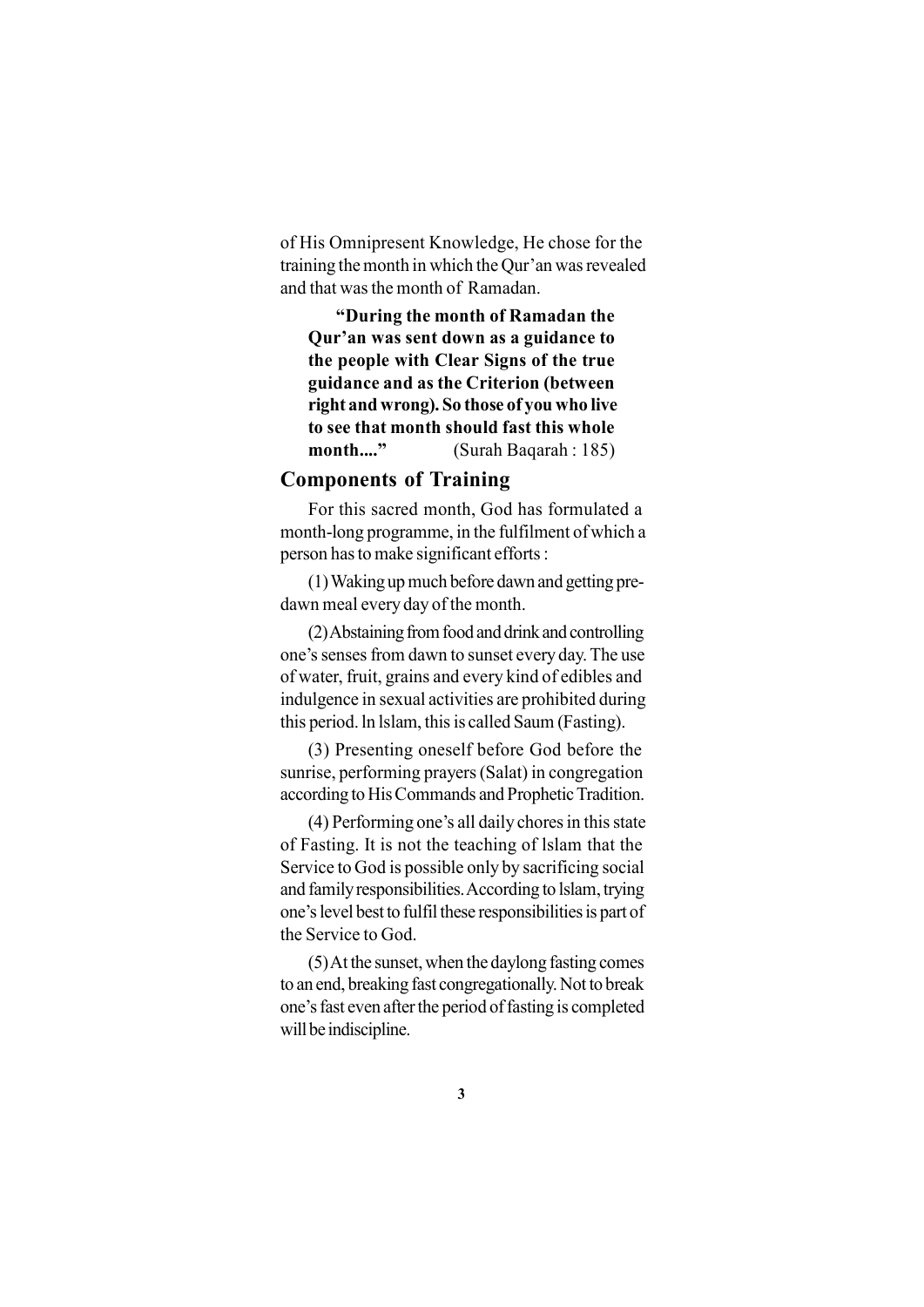of His Omnipresent Knowledge, He chose for the training the month in which the Qur'an was revealed and that was the month of Ramadan.

> **"During the month of Ramadan the Qur'an was sent down as a guidance to the people with Clear Signs of the true guidance and as the Criterion (between right and wrong). So those of you who live to see that month should fast this whole month...."** (Surah Baqarah : 185)

## Components of Training

For this sacred month, God has formulated a month-long programme, in the fulfilment of which a person has to make significant efforts :

(1) Waking up much before dawn and getting pre-dawn meal every day of the month.

(2) Abstaining from food and drink and controlling one's senses from dawn to sunset every day. The use of water, fruit, grains and every kind of edibles and indulgence in sexual activities are prohibited during this period. ln lslam, this is called Saum (Fasting).

(3) Presenting oneself before God before the sunrise, performing prayers (Salat) in congregation according to His Commands and Prophetic Tradition.

(4) Performing one's all daily chores in this state of Fasting. It is not the teaching of lslam that the Service to God is possible only by sacrificing social and family responsibilities. According to lslam, trying one's level best to fulfil these responsibilities is part of the Service to God.

(5) At the sunset, when the daylong fasting comes to an end, breaking fast congregationally. Not to break one's fast even after the period of fasting is completed will be indiscipline.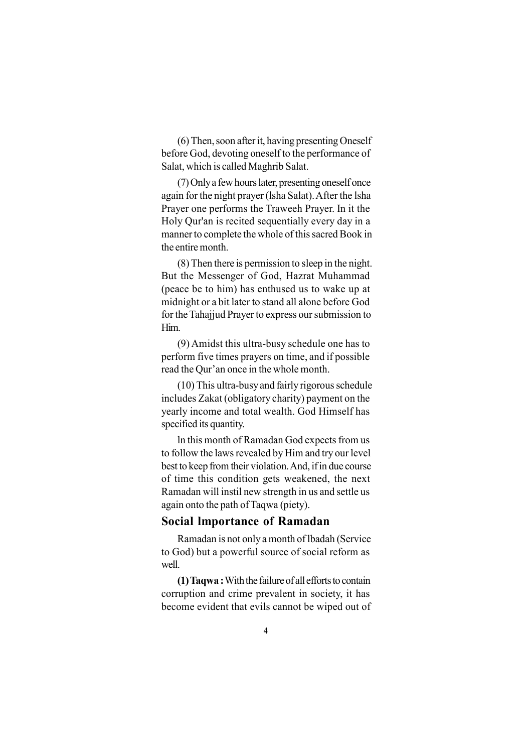(6) Then, soon after it, having presenting Oneself before God, devoting oneself to the performance of Salat, which is called Maghrib Salat.

(7) Only a few hours later, presenting oneself once again for the night prayer (lsha Salat). After the lsha Prayer one performs the Traweeh Prayer. In it the Holy Qur'an is recited sequentially every day in a manner to complete the whole of this sacred Book in the entire month.

(8) Then there is permission to sleep in the night. But the Messenger of God, Hazrat Muhammad (peace be to him) has enthused us to wake up at midnight or a bit later to stand all alone before God for the Tahajjud Prayer to express our submission to Him.

(9) Amidst this ultra-busy schedule one has to perform five times prayers on time, and if possible read the Qur'an once in the whole month.

(10) This ultra-busy and fairly rigorous schedule includes Zakat (obligatory charity) payment on the yearly income and total wealth. God Himself has specified its quantity.

ln this month of Ramadan God expects from us to follow the laws revealed by Him and try our level best to keep from their violation. And, if in due course of time this condition gets weakened, the next Ramadan will instil new strength in us and settle us again onto the path of Taqwa (piety).

## Social lmportance of Ramadan

Ramadan is not only a month of lbadah (Service to God) but a powerful source of social reform as well.

**(1) Taqwa :** With the failure of all efforts to contain corruption and crime prevalent in society, it has become evident that evils cannot be wiped out of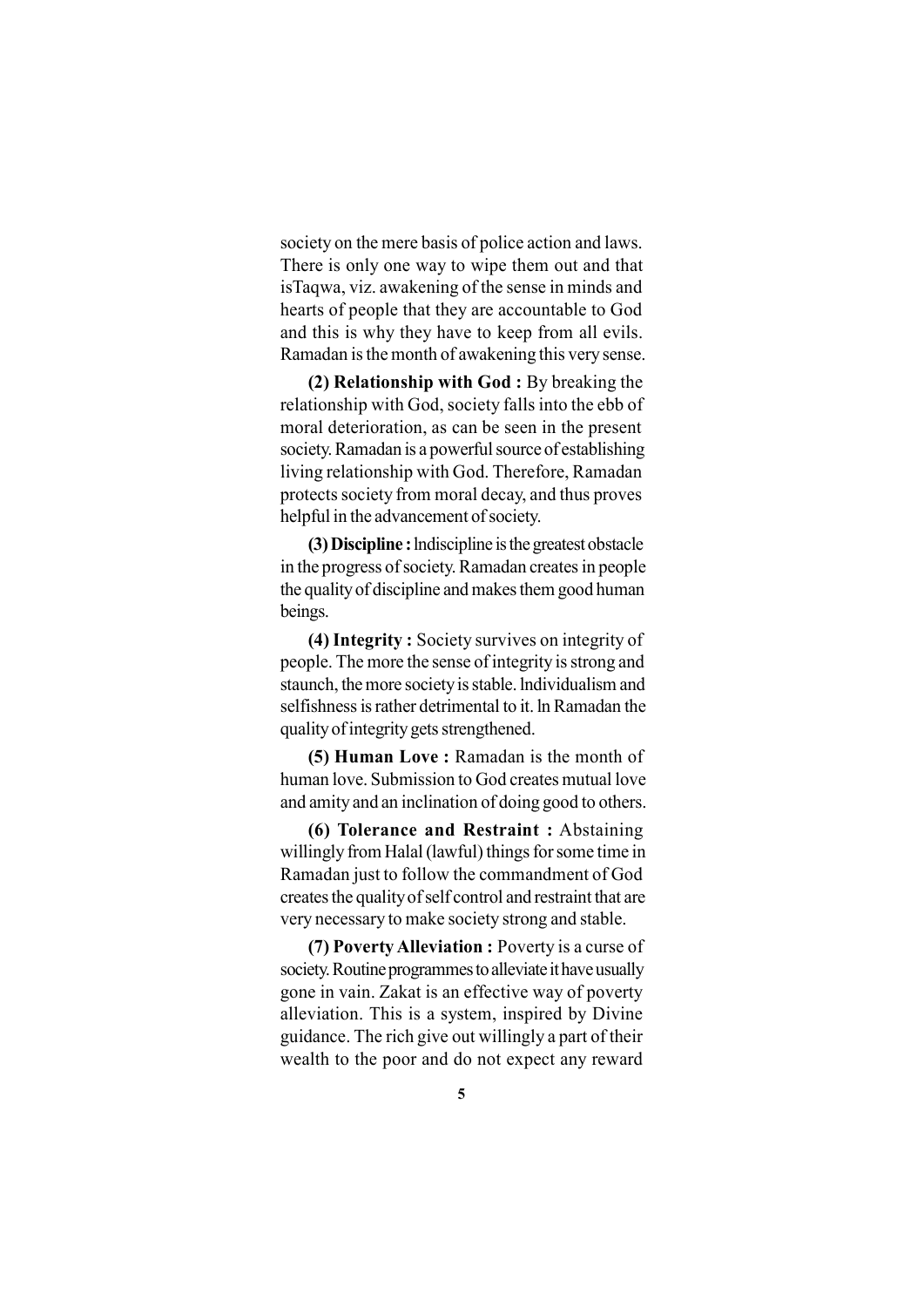society on the mere basis of police action and laws. There is only one way to wipe them out and that isTaqwa, viz. awakening of the sense in minds and hearts of people that they are accountable to God and this is why they have to keep from all evils. Ramadan is the month of awakening this very sense.

**(2) Relationship with God :** By breaking the relationship with God, society falls into the ebb of moral deterioration, as can be seen in the present society. Ramadan is a powerful source of establishing living relationship with God. Therefore, Ramadan protects society from moral decay, and thus proves helpful in the advancement of society.

**(3) Discipline :** lndiscipline is the greatest obstacle in the progress of society. Ramadan creates in people the quality of discipline and makes them good human beings.

**(4) Integrity :** Society survives on integrity of people. The more the sense of integrity is strong and staunch, the more society is stable. lndividualism and selfishness is rather detrimental to it. ln Ramadan the quality of integrity gets strengthened.

**(5) Human Love :** Ramadan is the month of human love. Submission to God creates mutual love and amity and an inclination of doing good to others.

**(6) Tolerance and Restraint :** Abstaining willingly from Halal (lawful) things for some time in Ramadan just to follow the commandment of God creates the quality of self control and restraint that are very necessary to make society strong and stable.

**(7) Poverty Alleviation :** Poverty is a curse of society. Routine programmes to alleviate it have usually gone in vain. Zakat is an effective way of poverty alleviation. This is a system, inspired by Divine guidance. The rich give out willingly a part of their wealth to the poor and do not expect any reward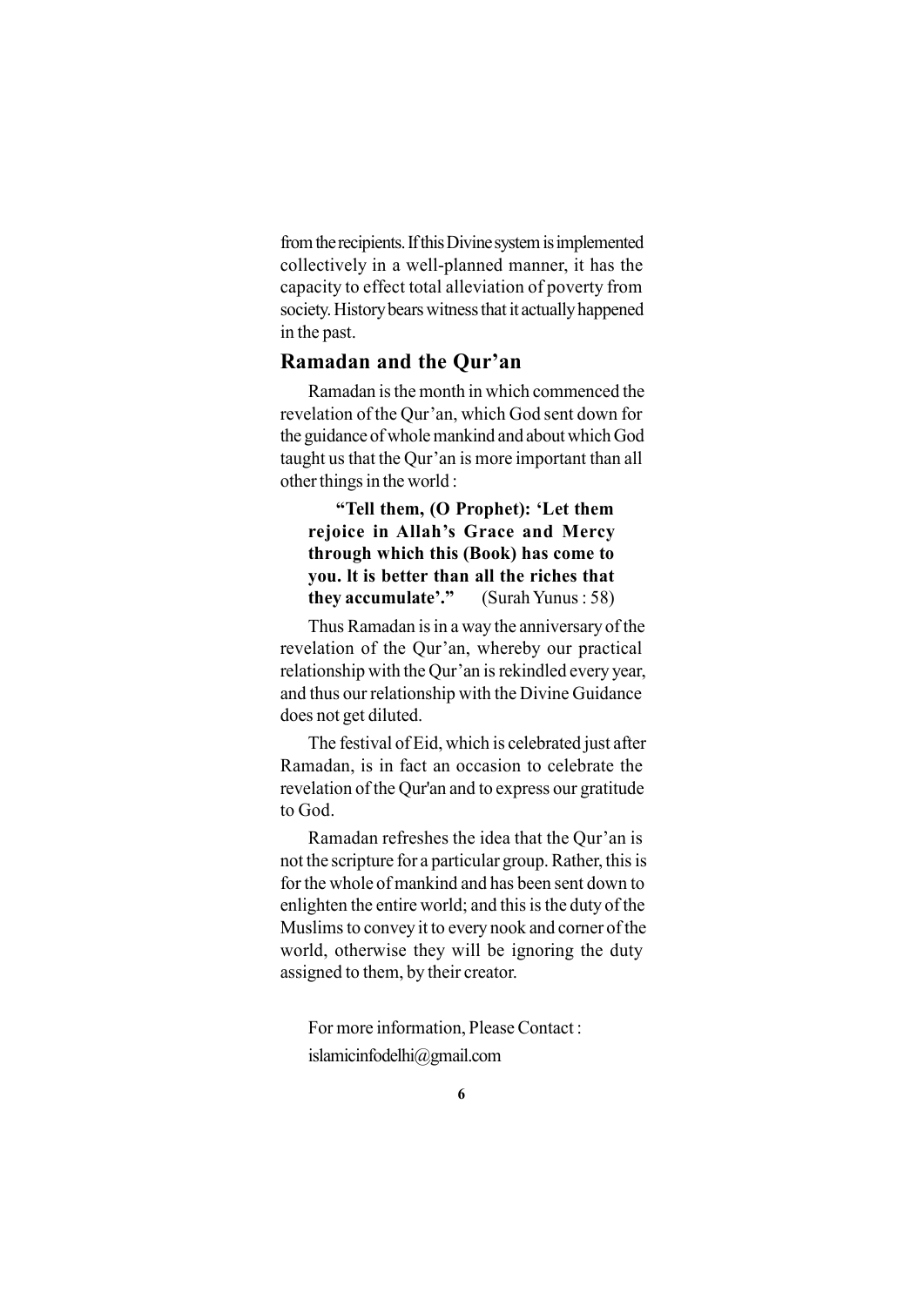from the recipients. If this Divine system is implemented collectively in a well-planned manner, it has the capacity to effect total alleviation of poverty from society. History bears witness that it actually happened in the past.

## Ramadan and the Qur'an

Ramadan is the month in which commenced the revelation of the Qur'an, which God sent down for the guidance of whole mankind and about which God taught us that the Qur'an is more important than all other things in the world :

> **"Tell them, (O Prophet): 'Let them rejoice in Allah's Grace and Mercy through which this (Book) has come to you. lt is better than all the riches that they accumulate'."** (Surah Yunus : 58)

Thus Ramadan is in a way the anniversary of the revelation of the Qur'an, whereby our practical relationship with the Qur'an is rekindled every year, and thus our relationship with the Divine Guidance does not get diluted.

The festival of Eid, which is celebrated just after Ramadan, is in fact an occasion to celebrate the revelation of the Qur'an and to express our gratitude to God.

Ramadan refreshes the idea that the Qur'an is not the scripture for a particular group. Rather, this is for the whole of mankind and has been sent down to enlighten the entire world; and this is the duty of the Muslims to convey it to every nook and corner of the world, otherwise they will be ignoring the duty assigned to them, by their creator.

For more information, Please Contact :
islamicinfodelhi@gmail.com